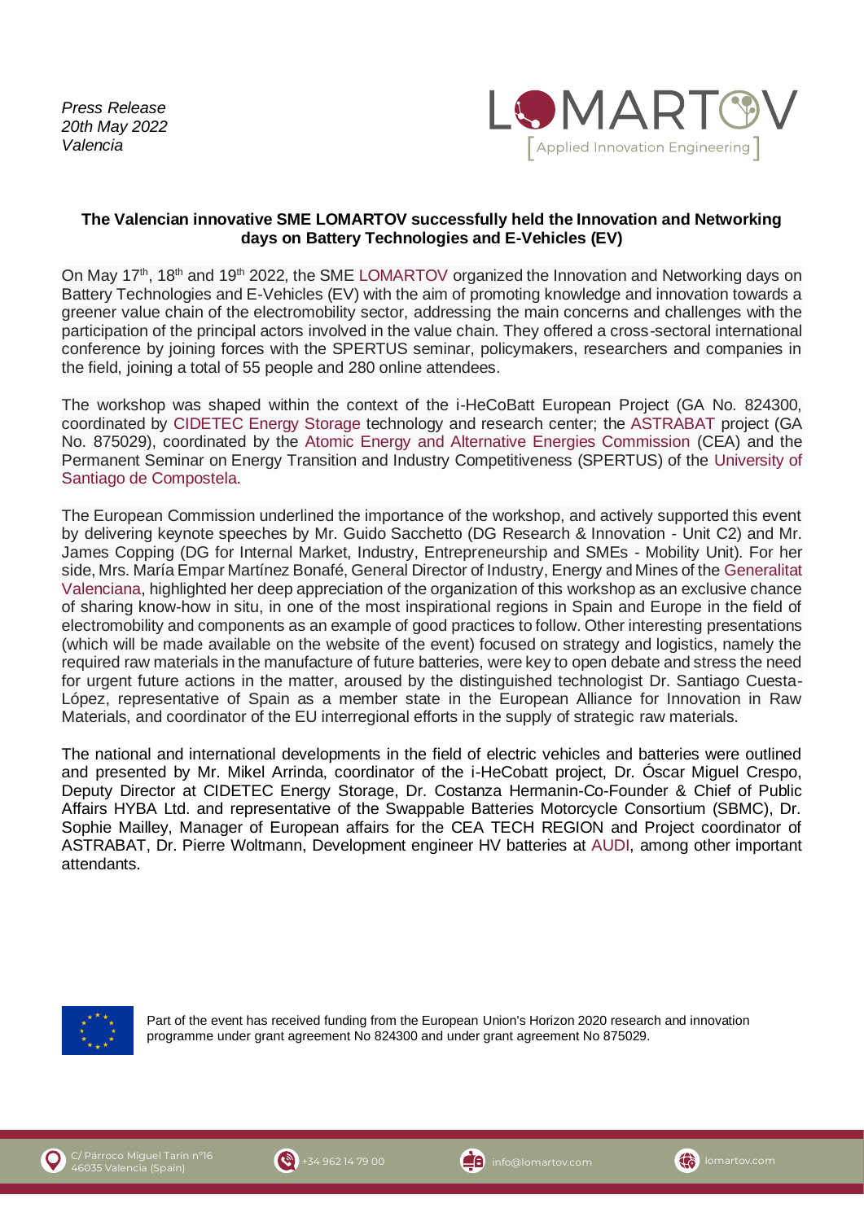*Press Release*
*20th May 2022*
*Valencia*

LOMARTOV [Applied Innovation Engineering]

**The Valencian innovative SME LOMARTOV successfully held the Innovation and Networking days on Battery Technologies and E-Vehicles (EV)**

On May 17th, 18th and 19th 2022, the SME LOMARTOV organized the Innovation and Networking days on Battery Technologies and E-Vehicles (EV) with the aim of promoting knowledge and innovation towards a greener value chain of the electromobility sector, addressing the main concerns and challenges with the participation of the principal actors involved in the value chain. They offered a cross-sectoral international conference by joining forces with the SPERTUS seminar, policymakers, researchers and companies in the field, joining a total of 55 people and 280 online attendees.

The workshop was shaped within the context of the i-HeCoBatt European Project (GA No. 824300, coordinated by CIDETEC Energy Storage technology and research center; the ASTRABAT project (GA No. 875029), coordinated by the Atomic Energy and Alternative Energies Commission (CEA) and the Permanent Seminar on Energy Transition and Industry Competitiveness (SPERTUS) of the University of Santiago de Compostela.

The European Commission underlined the importance of the workshop, and actively supported this event by delivering keynote speeches by Mr. Guido Sacchetto (DG Research & Innovation - Unit C2) and Mr. James Copping (DG for Internal Market, Industry, Entrepreneurship and SMEs - Mobility Unit). For her side, Mrs. María Empar Martínez Bonafé, General Director of Industry, Energy and Mines of the Generalitat Valenciana, highlighted her deep appreciation of the organization of this workshop as an exclusive chance of sharing know-how in situ, in one of the most inspirational regions in Spain and Europe in the field of electromobility and components as an example of good practices to follow. Other interesting presentations (which will be made available on the website of the event) focused on strategy and logistics, namely the required raw materials in the manufacture of future batteries, were key to open debate and stress the need for urgent future actions in the matter, aroused by the distinguished technologist Dr. Santiago Cuesta-López, representative of Spain as a member state in the European Alliance for Innovation in Raw Materials, and coordinator of the EU interregional efforts in the supply of strategic raw materials.

The national and international developments in the field of electric vehicles and batteries were outlined and presented by Mr. Mikel Arrinda, coordinator of the i-HeCobatt project, Dr. Óscar Miguel Crespo, Deputy Director at CIDETEC Energy Storage, Dr. Costanza Hermanin-Co-Founder & Chief of Public Affairs HYBA Ltd. and representative of the Swappable Batteries Motorcycle Consortium (SBMC), Dr. Sophie Mailley, Manager of European affairs for the CEA TECH REGION and Project coordinator of ASTRABAT, Dr. Pierre Woltmann, Development engineer HV batteries at AUDI, among other important attendants.

Part of the event has received funding from the European Union's Horizon 2020 research and innovation programme under grant agreement No 824300 and under grant agreement No 875029.

C/ Párroco Miguel Tarín nº16
46035 Valencia (Spain)
+34 962 14 79 00
info@lomartov.com
lomartov.com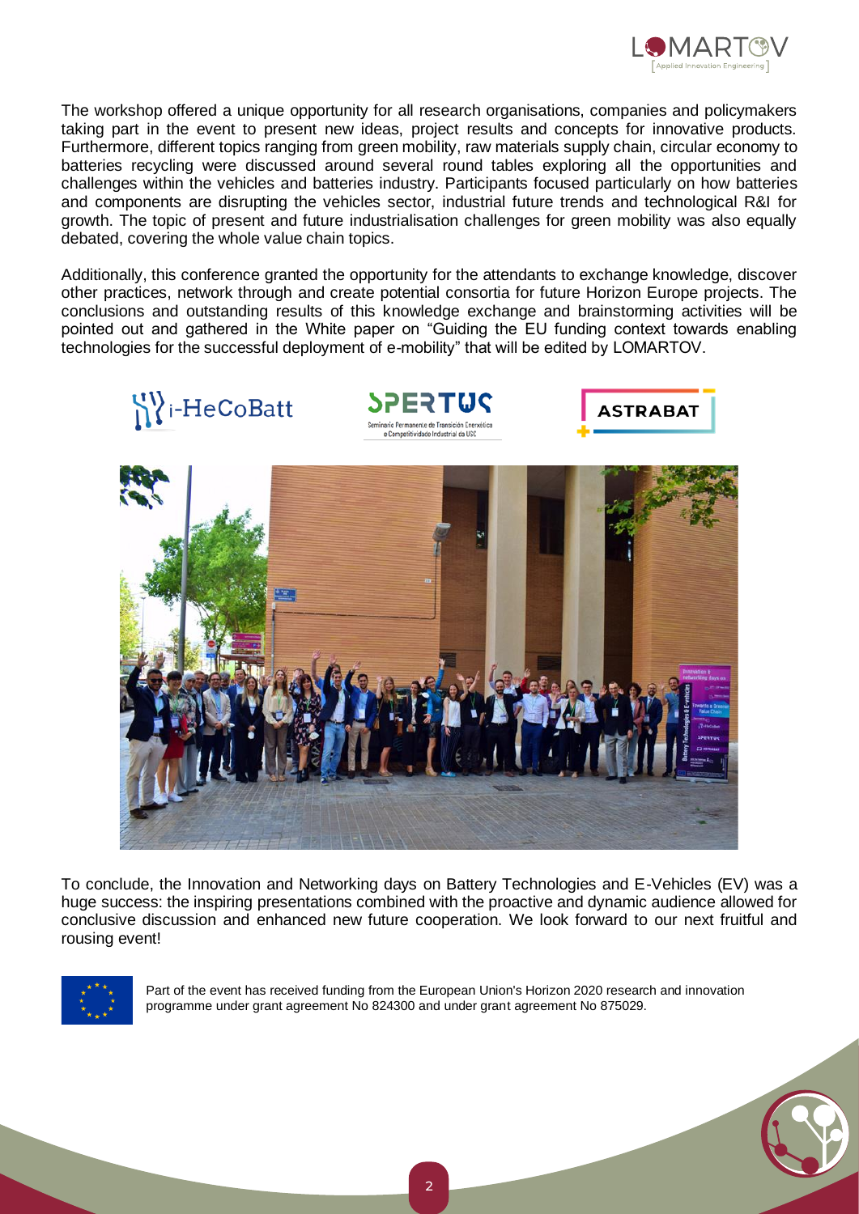The workshop offered a unique opportunity for all research organisations, companies and policymakers taking part in the event to present new ideas, project results and concepts for innovative products. Furthermore, different topics ranging from green mobility, raw materials supply chain, circular economy to batteries recycling were discussed around several round tables exploring all the opportunities and challenges within the vehicles and batteries industry. Participants focused particularly on how batteries and components are disrupting the vehicles sector, industrial future trends and technological R&I for growth. The topic of present and future industrialisation challenges for green mobility was also equally debated, covering the whole value chain topics.

Additionally, this conference granted the opportunity for the attendants to exchange knowledge, discover other practices, network through and create potential consortia for future Horizon Europe projects. The conclusions and outstanding results of this knowledge exchange and brainstorming activities will be pointed out and gathered in the White paper on "Guiding the EU funding context towards enabling technologies for the successful deployment of e-mobility" that will be edited by LOMARTOV.

To conclude, the Innovation and Networking days on Battery Technologies and E-Vehicles (EV) was a huge success: the inspiring presentations combined with the proactive and dynamic audience allowed for conclusive discussion and enhanced new future cooperation. We look forward to our next fruitful and rousing event!

Part of the event has received funding from the European Union's Horizon 2020 research and innovation programme under grant agreement No 824300 and under grant agreement No 875029.